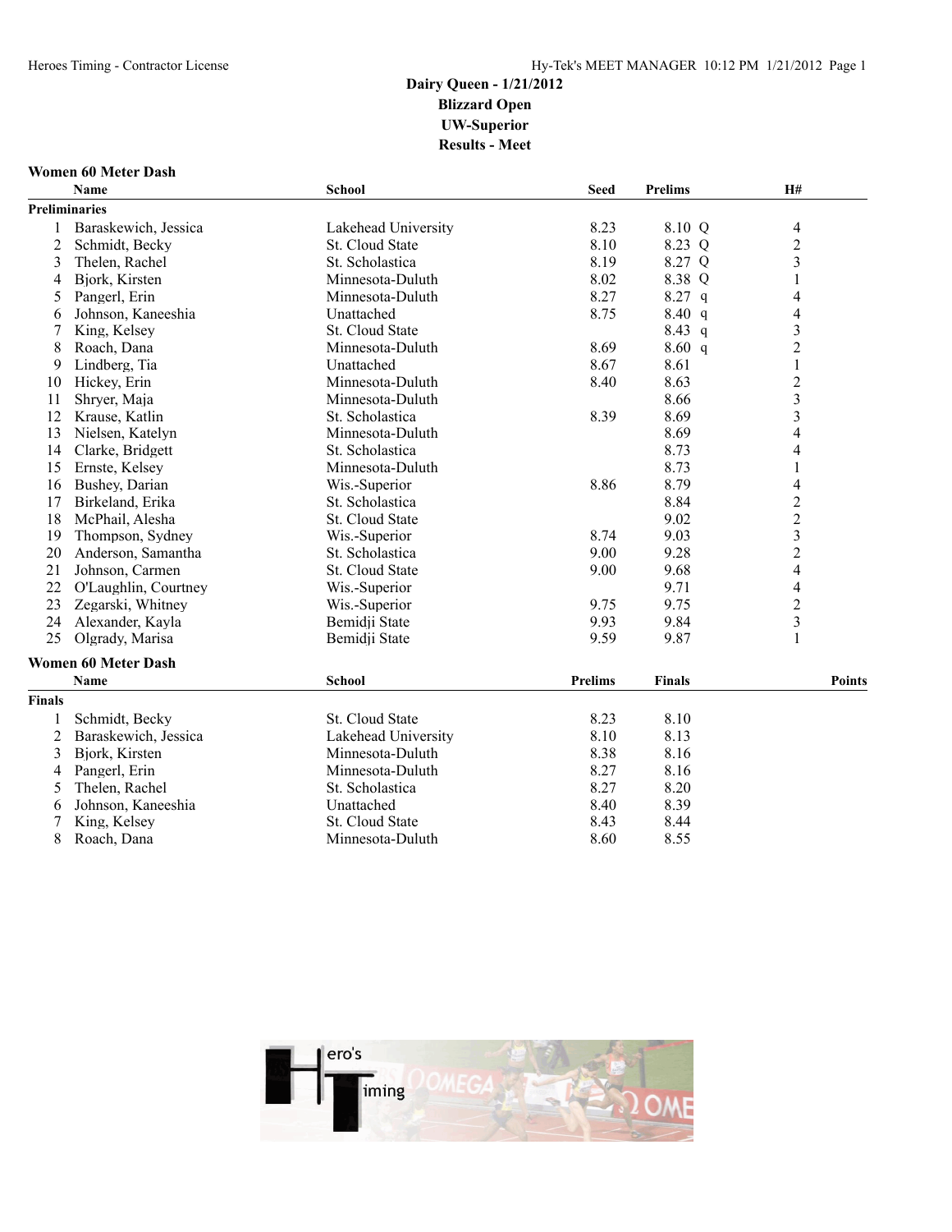**Dairy Queen - 1/21/2012**
**Blizzard Open**
**UW-Superior**
**Results - Meet**

### Women 60 Meter Dash

**Preliminaries**

| | Name | School | Seed | Prelims | | H# |
|---|---|---|---|---|---|---|
| 1 | Baraskewich, Jessica | Lakehead University | 8.23 | 8.10 | Q | 4 |
| 2 | Schmidt, Becky | St. Cloud State | 8.10 | 8.23 | Q | 2 |
| 3 | Thelen, Rachel | St. Scholastica | 8.19 | 8.27 | Q | 3 |
| 4 | Bjork, Kirsten | Minnesota-Duluth | 8.02 | 8.38 | Q | 1 |
| 5 | Pangerl, Erin | Minnesota-Duluth | 8.27 | 8.27 | q | 4 |
| 6 | Johnson, Kaneeshia | Unattached | 8.75 | 8.40 | q | 4 |
| 7 | King, Kelsey | St. Cloud State | | 8.43 | q | 3 |
| 8 | Roach, Dana | Minnesota-Duluth | 8.69 | 8.60 | q | 2 |
| 9 | Lindberg, Tia | Unattached | 8.67 | 8.61 | | 1 |
| 10 | Hickey, Erin | Minnesota-Duluth | 8.40 | 8.63 | | 2 |
| 11 | Shryer, Maja | Minnesota-Duluth | | 8.66 | | 3 |
| 12 | Krause, Katlin | St. Scholastica | 8.39 | 8.69 | | 3 |
| 13 | Nielsen, Katelyn | Minnesota-Duluth | | 8.69 | | 4 |
| 14 | Clarke, Bridgett | St. Scholastica | | 8.73 | | 4 |
| 15 | Ernste, Kelsey | Minnesota-Duluth | | 8.73 | | 1 |
| 16 | Bushey, Darian | Wis.-Superior | 8.86 | 8.79 | | 4 |
| 17 | Birkeland, Erika | St. Scholastica | | 8.84 | | 2 |
| 18 | McPhail, Alesha | St. Cloud State | | 9.02 | | 2 |
| 19 | Thompson, Sydney | Wis.-Superior | 8.74 | 9.03 | | 3 |
| 20 | Anderson, Samantha | St. Scholastica | 9.00 | 9.28 | | 2 |
| 21 | Johnson, Carmen | St. Cloud State | 9.00 | 9.68 | | 4 |
| 22 | O'Laughlin, Courtney | Wis.-Superior | | 9.71 | | 4 |
| 23 | Zegarski, Whitney | Wis.-Superior | 9.75 | 9.75 | | 2 |
| 24 | Alexander, Kayla | Bemidji State | 9.93 | 9.84 | | 3 |
| 25 | Olgrady, Marisa | Bemidji State | 9.59 | 9.87 | | 1 |

### Women 60 Meter Dash

**Finals**

| | Name | School | Prelims | Finals | Points |
|---|---|---|---|---|---|
| 1 | Schmidt, Becky | St. Cloud State | 8.23 | 8.10 | |
| 2 | Baraskewich, Jessica | Lakehead University | 8.10 | 8.13 | |
| 3 | Bjork, Kirsten | Minnesota-Duluth | 8.38 | 8.16 | |
| 4 | Pangerl, Erin | Minnesota-Duluth | 8.27 | 8.16 | |
| 5 | Thelen, Rachel | St. Scholastica | 8.27 | 8.20 | |
| 6 | Johnson, Kaneeshia | Unattached | 8.40 | 8.39 | |
| 7 | King, Kelsey | St. Cloud State | 8.43 | 8.44 | |
| 8 | Roach, Dana | Minnesota-Duluth | 8.60 | 8.55 | |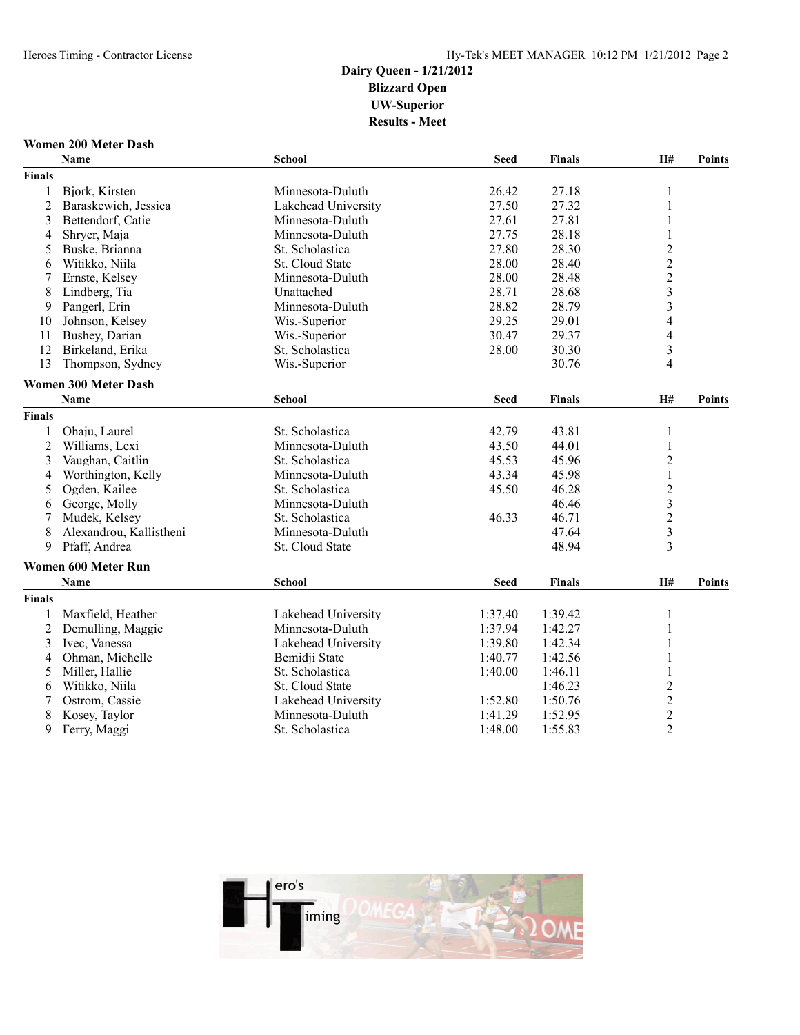# Dairy Queen - 1/21/2012
## Blizzard Open
## UW-Superior
## Results - Meet

### Women 200 Meter Dash

| | Name | School | Seed | Finals | H# | Points |
|---|---|---|---|---|---|---|
| **Finals** | | | | | | |
| 1 | Bjork, Kirsten | Minnesota-Duluth | 26.42 | 27.18 | 1 | |
| 2 | Baraskewich, Jessica | Lakehead University | 27.50 | 27.32 | 1 | |
| 3 | Bettendorf, Catie | Minnesota-Duluth | 27.61 | 27.81 | 1 | |
| 4 | Shryer, Maja | Minnesota-Duluth | 27.75 | 28.18 | 1 | |
| 5 | Buske, Brianna | St. Scholastica | 27.80 | 28.30 | 2 | |
| 6 | Witikko, Niila | St. Cloud State | 28.00 | 28.40 | 2 | |
| 7 | Ernste, Kelsey | Minnesota-Duluth | 28.00 | 28.48 | 2 | |
| 8 | Lindberg, Tia | Unattached | 28.71 | 28.68 | 3 | |
| 9 | Pangerl, Erin | Minnesota-Duluth | 28.82 | 28.79 | 3 | |
| 10 | Johnson, Kelsey | Wis.-Superior | 29.25 | 29.01 | 4 | |
| 11 | Bushey, Darian | Wis.-Superior | 30.47 | 29.37 | 4 | |
| 12 | Birkeland, Erika | St. Scholastica | 28.00 | 30.30 | 3 | |
| 13 | Thompson, Sydney | Wis.-Superior | | 30.76 | 4 | |

### Women 300 Meter Dash

| | Name | School | Seed | Finals | H# | Points |
|---|---|---|---|---|---|---|
| **Finals** | | | | | | |
| 1 | Ohaju, Laurel | St. Scholastica | 42.79 | 43.81 | 1 | |
| 2 | Williams, Lexi | Minnesota-Duluth | 43.50 | 44.01 | 1 | |
| 3 | Vaughan, Caitlin | St. Scholastica | 45.53 | 45.96 | 2 | |
| 4 | Worthington, Kelly | Minnesota-Duluth | 43.34 | 45.98 | 1 | |
| 5 | Ogden, Kailee | St. Scholastica | 45.50 | 46.28 | 2 | |
| 6 | George, Molly | Minnesota-Duluth | | 46.46 | 3 | |
| 7 | Mudek, Kelsey | St. Scholastica | 46.33 | 46.71 | 2 | |
| 8 | Alexandrou, Kallistheni | Minnesota-Duluth | | 47.64 | 3 | |
| 9 | Pfaff, Andrea | St. Cloud State | | 48.94 | 3 | |

### Women 600 Meter Run

| | Name | School | Seed | Finals | H# | Points |
|---|---|---|---|---|---|---|
| **Finals** | | | | | | |
| 1 | Maxfield, Heather | Lakehead University | 1:37.40 | 1:39.42 | 1 | |
| 2 | Demulling, Maggie | Minnesota-Duluth | 1:37.94 | 1:42.27 | 1 | |
| 3 | Ivec, Vanessa | Lakehead University | 1:39.80 | 1:42.34 | 1 | |
| 4 | Ohman, Michelle | Bemidji State | 1:40.77 | 1:42.56 | 1 | |
| 5 | Miller, Hallie | St. Scholastica | 1:40.00 | 1:46.11 | 1 | |
| 6 | Witikko, Niila | St. Cloud State | | 1:46.23 | 2 | |
| 7 | Ostrom, Cassie | Lakehead University | 1:52.80 | 1:50.76 | 2 | |
| 8 | Kosey, Taylor | Minnesota-Duluth | 1:41.29 | 1:52.95 | 2 | |
| 9 | Ferry, Maggi | St. Scholastica | 1:48.00 | 1:55.83 | 2 | |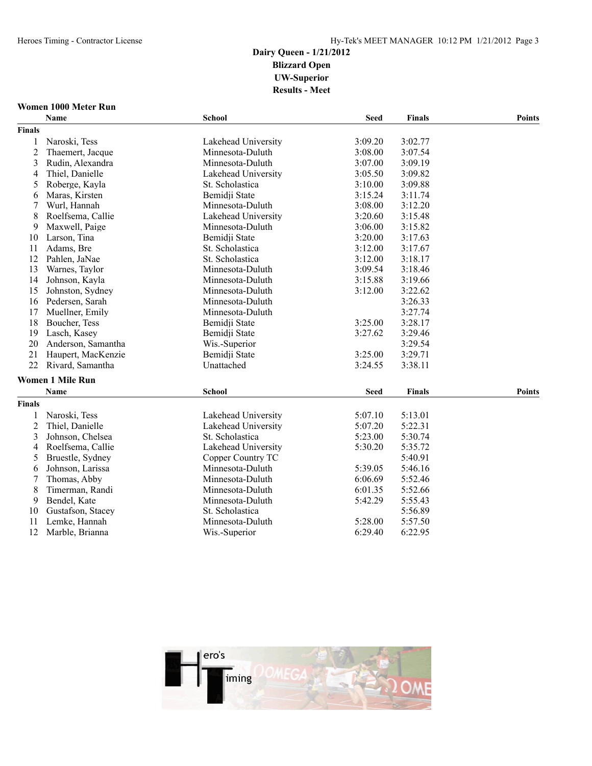# Dairy Queen - 1/21/2012
## Blizzard Open
## UW-Superior
## Results - Meet

### Women 1000 Meter Run

| | Name | School | Seed | Finals | Points |
|---|---|---|---|---|---|
| **Finals** | | | | | |
| 1 | Naroski, Tess | Lakehead University | 3:09.20 | 3:02.77 | |
| 2 | Thaemert, Jacque | Minnesota-Duluth | 3:08.00 | 3:07.54 | |
| 3 | Rudin, Alexandra | Minnesota-Duluth | 3:07.00 | 3:09.19 | |
| 4 | Thiel, Danielle | Lakehead University | 3:05.50 | 3:09.82 | |
| 5 | Roberge, Kayla | St. Scholastica | 3:10.00 | 3:09.88 | |
| 6 | Maras, Kirsten | Bemidji State | 3:15.24 | 3:11.74 | |
| 7 | Wurl, Hannah | Minnesota-Duluth | 3:08.00 | 3:12.20 | |
| 8 | Roelfsema, Callie | Lakehead University | 3:20.60 | 3:15.48 | |
| 9 | Maxwell, Paige | Minnesota-Duluth | 3:06.00 | 3:15.82 | |
| 10 | Larson, Tina | Bemidji State | 3:20.00 | 3:17.63 | |
| 11 | Adams, Bre | St. Scholastica | 3:12.00 | 3:17.67 | |
| 12 | Pahlen, JaNae | St. Scholastica | 3:12.00 | 3:18.17 | |
| 13 | Warnes, Taylor | Minnesota-Duluth | 3:09.54 | 3:18.46 | |
| 14 | Johnson, Kayla | Minnesota-Duluth | 3:15.88 | 3:19.66 | |
| 15 | Johnston, Sydney | Minnesota-Duluth | 3:12.00 | 3:22.62 | |
| 16 | Pedersen, Sarah | Minnesota-Duluth | | 3:26.33 | |
| 17 | Muellner, Emily | Minnesota-Duluth | | 3:27.74 | |
| 18 | Boucher, Tess | Bemidji State | 3:25.00 | 3:28.17 | |
| 19 | Lasch, Kasey | Bemidji State | 3:27.62 | 3:29.46 | |
| 20 | Anderson, Samantha | Wis.-Superior | | 3:29.54 | |
| 21 | Haupert, MacKenzie | Bemidji State | 3:25.00 | 3:29.71 | |
| 22 | Rivard, Samantha | Unattached | 3:24.55 | 3:38.11 | |

### Women 1 Mile Run

| | Name | School | Seed | Finals | Points |
|---|---|---|---|---|---|
| **Finals** | | | | | |
| 1 | Naroski, Tess | Lakehead University | 5:07.10 | 5:13.01 | |
| 2 | Thiel, Danielle | Lakehead University | 5:07.20 | 5:22.31 | |
| 3 | Johnson, Chelsea | St. Scholastica | 5:23.00 | 5:30.74 | |
| 4 | Roelfsema, Callie | Lakehead University | 5:30.20 | 5:35.72 | |
| 5 | Bruestle, Sydney | Copper Country TC | | 5:40.91 | |
| 6 | Johnson, Larissa | Minnesota-Duluth | 5:39.05 | 5:46.16 | |
| 7 | Thomas, Abby | Minnesota-Duluth | 6:06.69 | 5:52.46 | |
| 8 | Timerman, Randi | Minnesota-Duluth | 6:01.35 | 5:52.66 | |
| 9 | Bendel, Kate | Minnesota-Duluth | 5:42.29 | 5:55.43 | |
| 10 | Gustafson, Stacey | St. Scholastica | | 5:56.89 | |
| 11 | Lemke, Hannah | Minnesota-Duluth | 5:28.00 | 5:57.50 | |
| 12 | Marble, Brianna | Wis.-Superior | 6:29.40 | 6:22.95 | |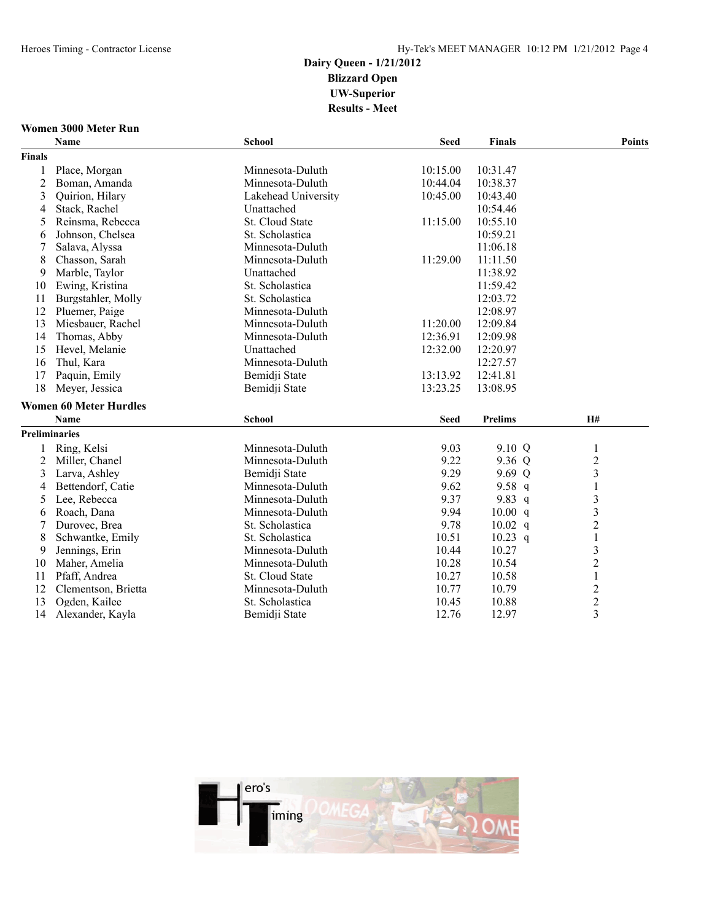**Dairy Queen - 1/21/2012**
**Blizzard Open**
**UW-Superior**
**Results - Meet**

## Women 3000 Meter Run

| | Name | School | Seed | Finals | Points |
|---|---|---|---|---|---|
| **Finals** | | | | | |
| 1 | Place, Morgan | Minnesota-Duluth | 10:15.00 | 10:31.47 | |
| 2 | Boman, Amanda | Minnesota-Duluth | 10:44.04 | 10:38.37 | |
| 3 | Quirion, Hilary | Lakehead University | 10:45.00 | 10:43.40 | |
| 4 | Stack, Rachel | Unattached | | 10:54.46 | |
| 5 | Reinsma, Rebecca | St. Cloud State | 11:15.00 | 10:55.10 | |
| 6 | Johnson, Chelsea | St. Scholastica | | 10:59.21 | |
| 7 | Salava, Alyssa | Minnesota-Duluth | | 11:06.18 | |
| 8 | Chasson, Sarah | Minnesota-Duluth | 11:29.00 | 11:11.50 | |
| 9 | Marble, Taylor | Unattached | | 11:38.92 | |
| 10 | Ewing, Kristina | St. Scholastica | | 11:59.42 | |
| 11 | Burgstahler, Molly | St. Scholastica | | 12:03.72 | |
| 12 | Pluemer, Paige | Minnesota-Duluth | | 12:08.97 | |
| 13 | Miesbauer, Rachel | Minnesota-Duluth | 11:20.00 | 12:09.84 | |
| 14 | Thomas, Abby | Minnesota-Duluth | 12:36.91 | 12:09.98 | |
| 15 | Hevel, Melanie | Unattached | 12:32.00 | 12:20.97 | |
| 16 | Thul, Kara | Minnesota-Duluth | | 12:27.57 | |
| 17 | Paquin, Emily | Bemidji State | 13:13.92 | 12:41.81 | |
| 18 | Meyer, Jessica | Bemidji State | 13:23.25 | 13:08.95 | |

## Women 60 Meter Hurdles

| | Name | School | Seed | Prelims | | H# |
|---|---|---|---|---|---|---|
| **Preliminaries** | | | | | | |
| 1 | Ring, Kelsi | Minnesota-Duluth | 9.03 | 9.10 | Q | 1 |
| 2 | Miller, Chanel | Minnesota-Duluth | 9.22 | 9.36 | Q | 2 |
| 3 | Larva, Ashley | Bemidji State | 9.29 | 9.69 | Q | 3 |
| 4 | Bettendorf, Catie | Minnesota-Duluth | 9.62 | 9.58 | q | 1 |
| 5 | Lee, Rebecca | Minnesota-Duluth | 9.37 | 9.83 | q | 3 |
| 6 | Roach, Dana | Minnesota-Duluth | 9.94 | 10.00 | q | 3 |
| 7 | Durovec, Brea | St. Scholastica | 9.78 | 10.02 | q | 2 |
| 8 | Schwantke, Emily | St. Scholastica | 10.51 | 10.23 | q | 1 |
| 9 | Jennings, Erin | Minnesota-Duluth | 10.44 | 10.27 | | 3 |
| 10 | Maher, Amelia | Minnesota-Duluth | 10.28 | 10.54 | | 2 |
| 11 | Pfaff, Andrea | St. Cloud State | 10.27 | 10.58 | | 1 |
| 12 | Clementson, Brietta | Minnesota-Duluth | 10.77 | 10.79 | | 2 |
| 13 | Ogden, Kailee | St. Scholastica | 10.45 | 10.88 | | 2 |
| 14 | Alexander, Kayla | Bemidji State | 12.76 | 12.97 | | 3 |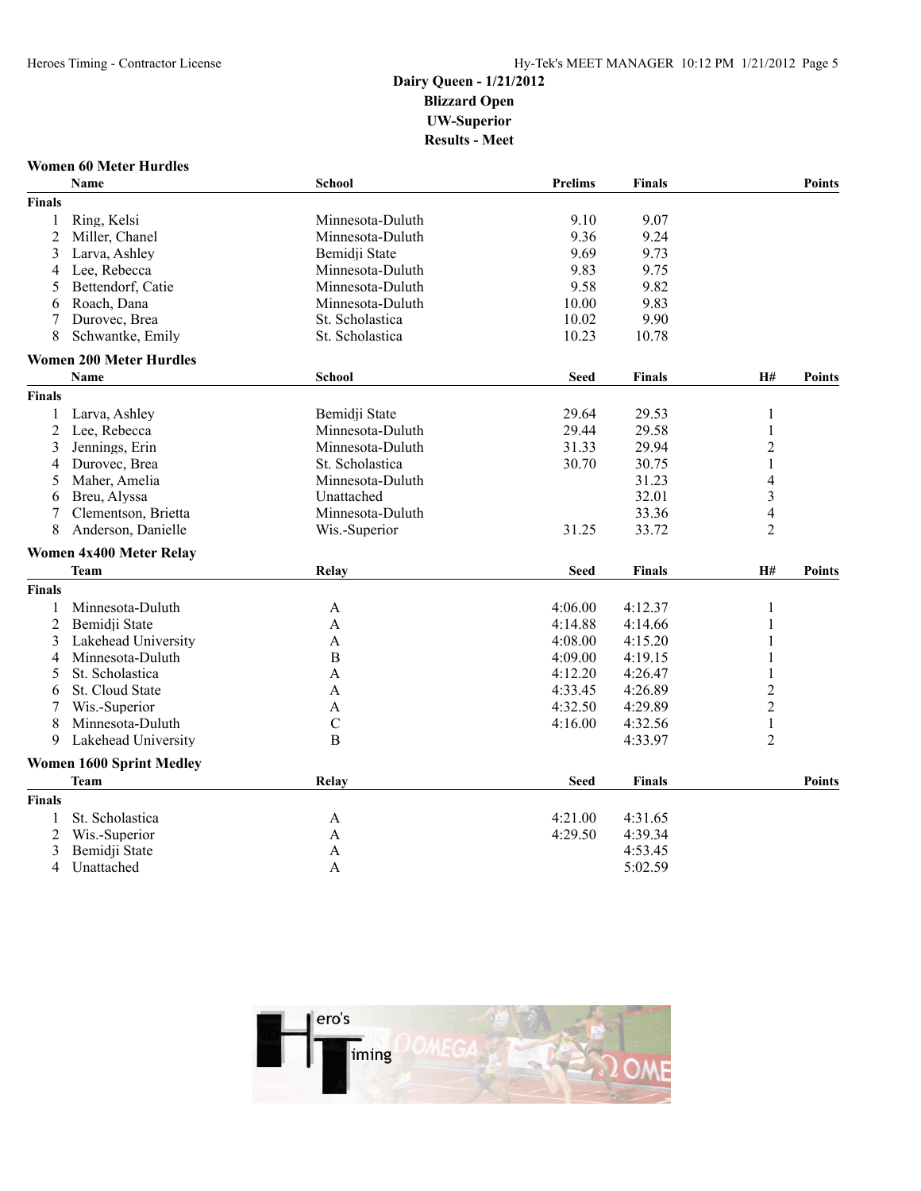# Dairy Queen - 1/21/2012
## Blizzard Open
## UW-Superior
## Results - Meet

### Women 60 Meter Hurdles

| | Name | School | Prelims | Finals | Points |
|---|---|---|---|---|---|
| **Finals** | | | | | |
| 1 | Ring, Kelsi | Minnesota-Duluth | 9.10 | 9.07 | |
| 2 | Miller, Chanel | Minnesota-Duluth | 9.36 | 9.24 | |
| 3 | Larva, Ashley | Bemidji State | 9.69 | 9.73 | |
| 4 | Lee, Rebecca | Minnesota-Duluth | 9.83 | 9.75 | |
| 5 | Bettendorf, Catie | Minnesota-Duluth | 9.58 | 9.82 | |
| 6 | Roach, Dana | Minnesota-Duluth | 10.00 | 9.83 | |
| 7 | Durovec, Brea | St. Scholastica | 10.02 | 9.90 | |
| 8 | Schwantke, Emily | St. Scholastica | 10.23 | 10.78 | |

### Women 200 Meter Hurdles

| | Name | School | Seed | Finals | H# | Points |
|---|---|---|---|---|---|---|
| **Finals** | | | | | | |
| 1 | Larva, Ashley | Bemidji State | 29.64 | 29.53 | 1 | |
| 2 | Lee, Rebecca | Minnesota-Duluth | 29.44 | 29.58 | 1 | |
| 3 | Jennings, Erin | Minnesota-Duluth | 31.33 | 29.94 | 2 | |
| 4 | Durovec, Brea | St. Scholastica | 30.70 | 30.75 | 1 | |
| 5 | Maher, Amelia | Minnesota-Duluth | | 31.23 | 4 | |
| 6 | Breu, Alyssa | Unattached | | 32.01 | 3 | |
| 7 | Clementson, Brietta | Minnesota-Duluth | | 33.36 | 4 | |
| 8 | Anderson, Danielle | Wis.-Superior | 31.25 | 33.72 | 2 | |

### Women 4x400 Meter Relay

| | Team | Relay | Seed | Finals | H# | Points |
|---|---|---|---|---|---|---|
| **Finals** | | | | | | |
| 1 | Minnesota-Duluth | A | 4:06.00 | 4:12.37 | 1 | |
| 2 | Bemidji State | A | 4:14.88 | 4:14.66 | 1 | |
| 3 | Lakehead University | A | 4:08.00 | 4:15.20 | 1 | |
| 4 | Minnesota-Duluth | B | 4:09.00 | 4:19.15 | 1 | |
| 5 | St. Scholastica | A | 4:12.20 | 4:26.47 | 1 | |
| 6 | St. Cloud State | A | 4:33.45 | 4:26.89 | 2 | |
| 7 | Wis.-Superior | A | 4:32.50 | 4:29.89 | 2 | |
| 8 | Minnesota-Duluth | C | 4:16.00 | 4:32.56 | 1 | |
| 9 | Lakehead University | B | | 4:33.97 | 2 | |

### Women 1600 Sprint Medley

| | Team | Relay | Seed | Finals | Points |
|---|---|---|---|---|---|
| **Finals** | | | | | |
| 1 | St. Scholastica | A | 4:21.00 | 4:31.65 | |
| 2 | Wis.-Superior | A | 4:29.50 | 4:39.34 | |
| 3 | Bemidji State | A | | 4:53.45 | |
| 4 | Unattached | A | | 5:02.59 | |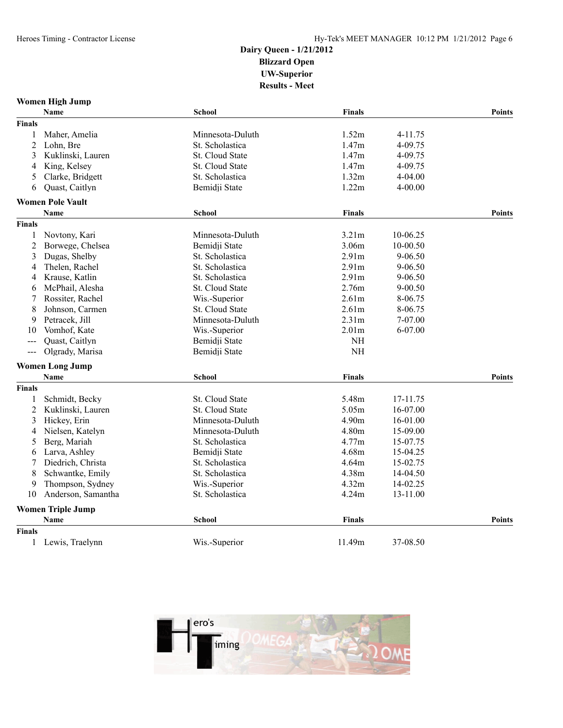## Dairy Queen - 1/21/2012
## Blizzard Open
## UW-Superior
## Results - Meet

### Women High Jump

| | Name | School | Finals | | Points |
|---|---|---|---|---|---|
| **Finals** | | | | | |
| 1 | Maher, Amelia | Minnesota-Duluth | 1.52m | 4-11.75 | |
| 2 | Lohn, Bre | St. Scholastica | 1.47m | 4-09.75 | |
| 3 | Kuklinski, Lauren | St. Cloud State | 1.47m | 4-09.75 | |
| 4 | King, Kelsey | St. Cloud State | 1.47m | 4-09.75 | |
| 5 | Clarke, Bridgett | St. Scholastica | 1.32m | 4-04.00 | |
| 6 | Quast, Caitlyn | Bemidji State | 1.22m | 4-00.00 | |

### Women Pole Vault

| | Name | School | Finals | | Points |
|---|---|---|---|---|---|
| **Finals** | | | | | |
| 1 | Novtony, Kari | Minnesota-Duluth | 3.21m | 10-06.25 | |
| 2 | Borwege, Chelsea | Bemidji State | 3.06m | 10-00.50 | |
| 3 | Dugas, Shelby | St. Scholastica | 2.91m | 9-06.50 | |
| 4 | Thelen, Rachel | St. Scholastica | 2.91m | 9-06.50 | |
| 4 | Krause, Katlin | St. Scholastica | 2.91m | 9-06.50 | |
| 6 | McPhail, Alesha | St. Cloud State | 2.76m | 9-00.50 | |
| 7 | Rossiter, Rachel | Wis.-Superior | 2.61m | 8-06.75 | |
| 8 | Johnson, Carmen | St. Cloud State | 2.61m | 8-06.75 | |
| 9 | Petracek, Jill | Minnesota-Duluth | 2.31m | 7-07.00 | |
| 10 | Vomhof, Kate | Wis.-Superior | 2.01m | 6-07.00 | |
| --- | Quast, Caitlyn | Bemidji State | NH | | |
| --- | Olgrady, Marisa | Bemidji State | NH | | |

### Women Long Jump

| | Name | School | Finals | | Points |
|---|---|---|---|---|---|
| **Finals** | | | | | |
| 1 | Schmidt, Becky | St. Cloud State | 5.48m | 17-11.75 | |
| 2 | Kuklinski, Lauren | St. Cloud State | 5.05m | 16-07.00 | |
| 3 | Hickey, Erin | Minnesota-Duluth | 4.90m | 16-01.00 | |
| 4 | Nielsen, Katelyn | Minnesota-Duluth | 4.80m | 15-09.00 | |
| 5 | Berg, Mariah | St. Scholastica | 4.77m | 15-07.75 | |
| 6 | Larva, Ashley | Bemidji State | 4.68m | 15-04.25 | |
| 7 | Diedrich, Christa | St. Scholastica | 4.64m | 15-02.75 | |
| 8 | Schwantke, Emily | St. Scholastica | 4.38m | 14-04.50 | |
| 9 | Thompson, Sydney | Wis.-Superior | 4.32m | 14-02.25 | |
| 10 | Anderson, Samantha | St. Scholastica | 4.24m | 13-11.00 | |

### Women Triple Jump

| | Name | School | Finals | | Points |
|---|---|---|---|---|---|
| **Finals** | | | | | |
| 1 | Lewis, Traelynn | Wis.-Superior | 11.49m | 37-08.50 | |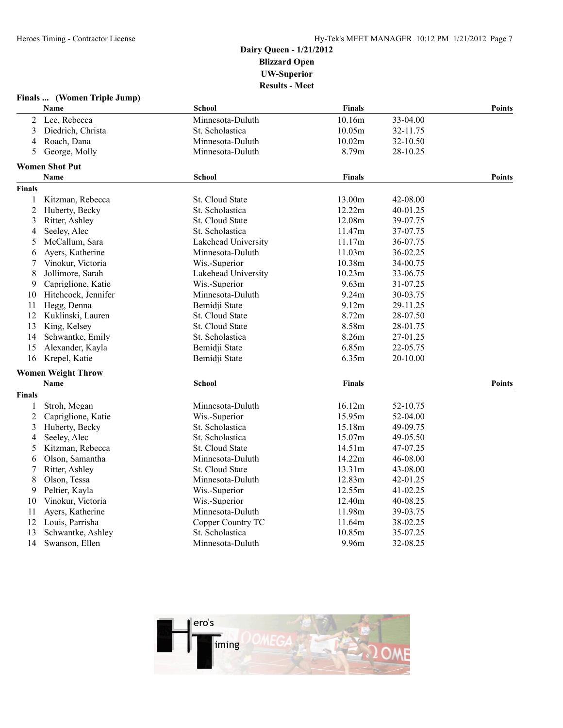### Dairy Queen - 1/21/2012
### Blizzard Open
### UW-Superior
### Results - Meet

**Finals ... (Women Triple Jump)**

| | Name | School | Finals | | Points |
|---|---|---|---|---|---|
| 2 | Lee, Rebecca | Minnesota-Duluth | 10.16m | 33-04.00 | |
| 3 | Diedrich, Christa | St. Scholastica | 10.05m | 32-11.75 | |
| 4 | Roach, Dana | Minnesota-Duluth | 10.02m | 32-10.50 | |
| 5 | George, Molly | Minnesota-Duluth | 8.79m | 28-10.25 | |

**Women Shot Put**

| | Name | School | Finals | | Points |
|---|---|---|---|---|---|
| **Finals** | | | | | |
| 1 | Kitzman, Rebecca | St. Cloud State | 13.00m | 42-08.00 | |
| 2 | Huberty, Becky | St. Scholastica | 12.22m | 40-01.25 | |
| 3 | Ritter, Ashley | St. Cloud State | 12.08m | 39-07.75 | |
| 4 | Seeley, Alec | St. Scholastica | 11.47m | 37-07.75 | |
| 5 | McCallum, Sara | Lakehead University | 11.17m | 36-07.75 | |
| 6 | Ayers, Katherine | Minnesota-Duluth | 11.03m | 36-02.25 | |
| 7 | Vinokur, Victoria | Wis.-Superior | 10.38m | 34-00.75 | |
| 8 | Jollimore, Sarah | Lakehead University | 10.23m | 33-06.75 | |
| 9 | Capriglione, Katie | Wis.-Superior | 9.63m | 31-07.25 | |
| 10 | Hitchcock, Jennifer | Minnesota-Duluth | 9.24m | 30-03.75 | |
| 11 | Hegg, Denna | Bemidji State | 9.12m | 29-11.25 | |
| 12 | Kuklinski, Lauren | St. Cloud State | 8.72m | 28-07.50 | |
| 13 | King, Kelsey | St. Cloud State | 8.58m | 28-01.75 | |
| 14 | Schwantke, Emily | St. Scholastica | 8.26m | 27-01.25 | |
| 15 | Alexander, Kayla | Bemidji State | 6.85m | 22-05.75 | |
| 16 | Krepel, Katie | Bemidji State | 6.35m | 20-10.00 | |

**Women Weight Throw**

| | Name | School | Finals | | Points |
|---|---|---|---|---|---|
| **Finals** | | | | | |
| 1 | Stroh, Megan | Minnesota-Duluth | 16.12m | 52-10.75 | |
| 2 | Capriglione, Katie | Wis.-Superior | 15.95m | 52-04.00 | |
| 3 | Huberty, Becky | St. Scholastica | 15.18m | 49-09.75 | |
| 4 | Seeley, Alec | St. Scholastica | 15.07m | 49-05.50 | |
| 5 | Kitzman, Rebecca | St. Cloud State | 14.51m | 47-07.25 | |
| 6 | Olson, Samantha | Minnesota-Duluth | 14.22m | 46-08.00 | |
| 7 | Ritter, Ashley | St. Cloud State | 13.31m | 43-08.00 | |
| 8 | Olson, Tessa | Minnesota-Duluth | 12.83m | 42-01.25 | |
| 9 | Peltier, Kayla | Wis.-Superior | 12.55m | 41-02.25 | |
| 10 | Vinokur, Victoria | Wis.-Superior | 12.40m | 40-08.25 | |
| 11 | Ayers, Katherine | Minnesota-Duluth | 11.98m | 39-03.75 | |
| 12 | Louis, Parrisha | Copper Country TC | 11.64m | 38-02.25 | |
| 13 | Schwantke, Ashley | St. Scholastica | 10.85m | 35-07.25 | |
| 14 | Swanson, Ellen | Minnesota-Duluth | 9.96m | 32-08.25 | |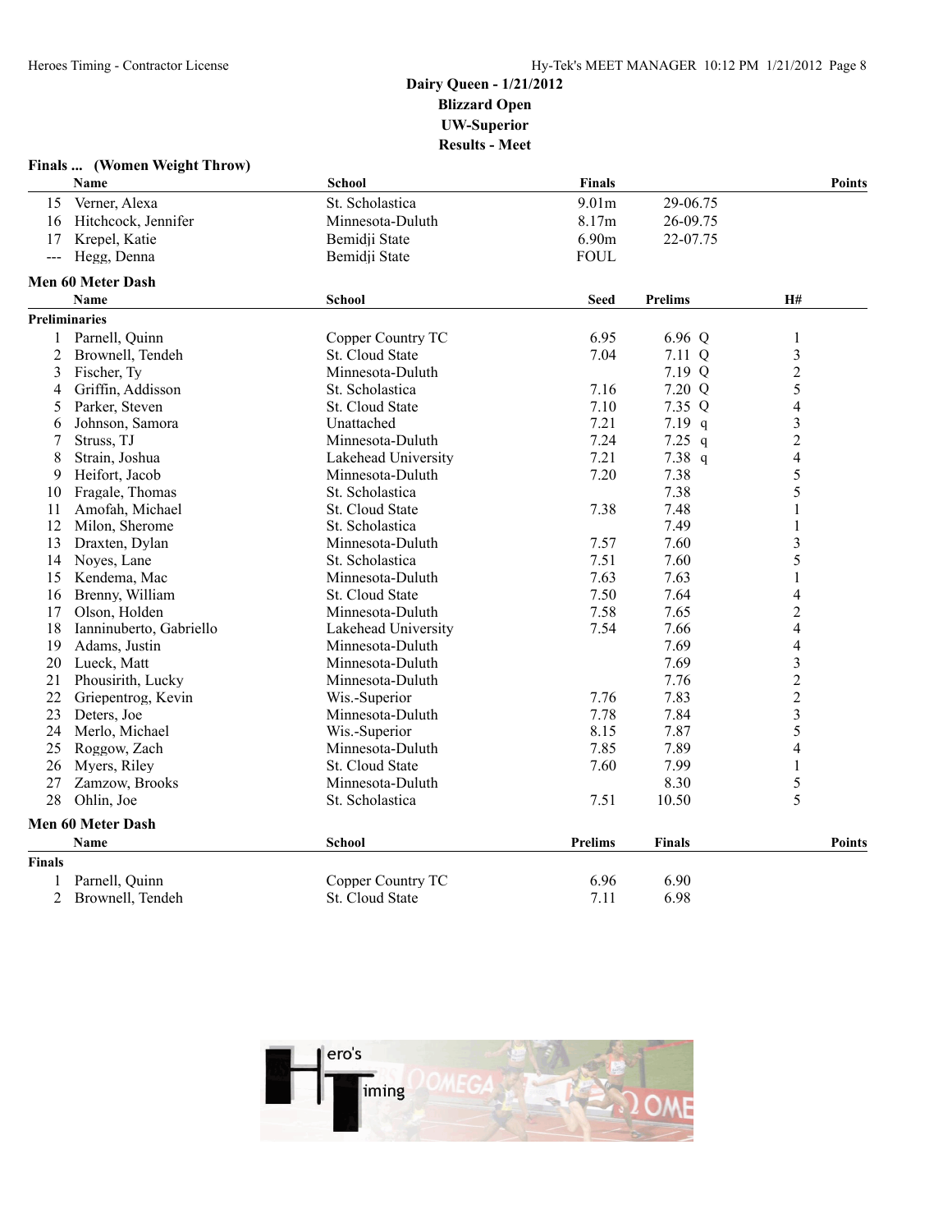# Dairy Queen - 1/21/2012
## Blizzard Open
## UW-Superior
## Results - Meet

### Finals ... (Women Weight Throw)

| | Name | School | Finals | | Points |
|---|---|---|---|---|---|
| 15 | Verner, Alexa | St. Scholastica | 9.01m | 29-06.75 | |
| 16 | Hitchcock, Jennifer | Minnesota-Duluth | 8.17m | 26-09.75 | |
| 17 | Krepel, Katie | Bemidji State | 6.90m | 22-07.75 | |
| --- | Hegg, Denna | Bemidji State | FOUL | | |

### Men 60 Meter Dash

**Preliminaries**

| | Name | School | Seed | Prelims | | H# |
|---|---|---|---|---|---|---|
| 1 | Parnell, Quinn | Copper Country TC | 6.95 | 6.96 | Q | 1 |
| 2 | Brownell, Tendeh | St. Cloud State | 7.04 | 7.11 | Q | 3 |
| 3 | Fischer, Ty | Minnesota-Duluth | | 7.19 | Q | 2 |
| 4 | Griffin, Addisson | St. Scholastica | 7.16 | 7.20 | Q | 5 |
| 5 | Parker, Steven | St. Cloud State | 7.10 | 7.35 | Q | 4 |
| 6 | Johnson, Samora | Unattached | 7.21 | 7.19 | q | 3 |
| 7 | Struss, TJ | Minnesota-Duluth | 7.24 | 7.25 | q | 2 |
| 8 | Strain, Joshua | Lakehead University | 7.21 | 7.38 | q | 4 |
| 9 | Heifort, Jacob | Minnesota-Duluth | 7.20 | 7.38 | | 5 |
| 10 | Fragale, Thomas | St. Scholastica | | 7.38 | | 5 |
| 11 | Amofah, Michael | St. Cloud State | 7.38 | 7.48 | | 1 |
| 12 | Milon, Sherome | St. Scholastica | | 7.49 | | 1 |
| 13 | Draxten, Dylan | Minnesota-Duluth | 7.57 | 7.60 | | 3 |
| 14 | Noyes, Lane | St. Scholastica | 7.51 | 7.60 | | 5 |
| 15 | Kendema, Mac | Minnesota-Duluth | 7.63 | 7.63 | | 1 |
| 16 | Brenny, William | St. Cloud State | 7.50 | 7.64 | | 4 |
| 17 | Olson, Holden | Minnesota-Duluth | 7.58 | 7.65 | | 2 |
| 18 | Ianninuberto, Gabriello | Lakehead University | 7.54 | 7.66 | | 4 |
| 19 | Adams, Justin | Minnesota-Duluth | | 7.69 | | 4 |
| 20 | Lueck, Matt | Minnesota-Duluth | | 7.69 | | 3 |
| 21 | Phousirith, Lucky | Minnesota-Duluth | | 7.76 | | 2 |
| 22 | Griepentrog, Kevin | Wis.-Superior | 7.76 | 7.83 | | 2 |
| 23 | Deters, Joe | Minnesota-Duluth | 7.78 | 7.84 | | 3 |
| 24 | Merlo, Michael | Wis.-Superior | 8.15 | 7.87 | | 5 |
| 25 | Roggow, Zach | Minnesota-Duluth | 7.85 | 7.89 | | 4 |
| 26 | Myers, Riley | St. Cloud State | 7.60 | 7.99 | | 1 |
| 27 | Zamzow, Brooks | Minnesota-Duluth | | 8.30 | | 5 |
| 28 | Ohlin, Joe | St. Scholastica | 7.51 | 10.50 | | 5 |

### Men 60 Meter Dash

**Finals**

| | Name | School | Prelims | Finals | Points |
|---|---|---|---|---|---|
| 1 | Parnell, Quinn | Copper Country TC | 6.96 | 6.90 | |
| 2 | Brownell, Tendeh | St. Cloud State | 7.11 | 6.98 | |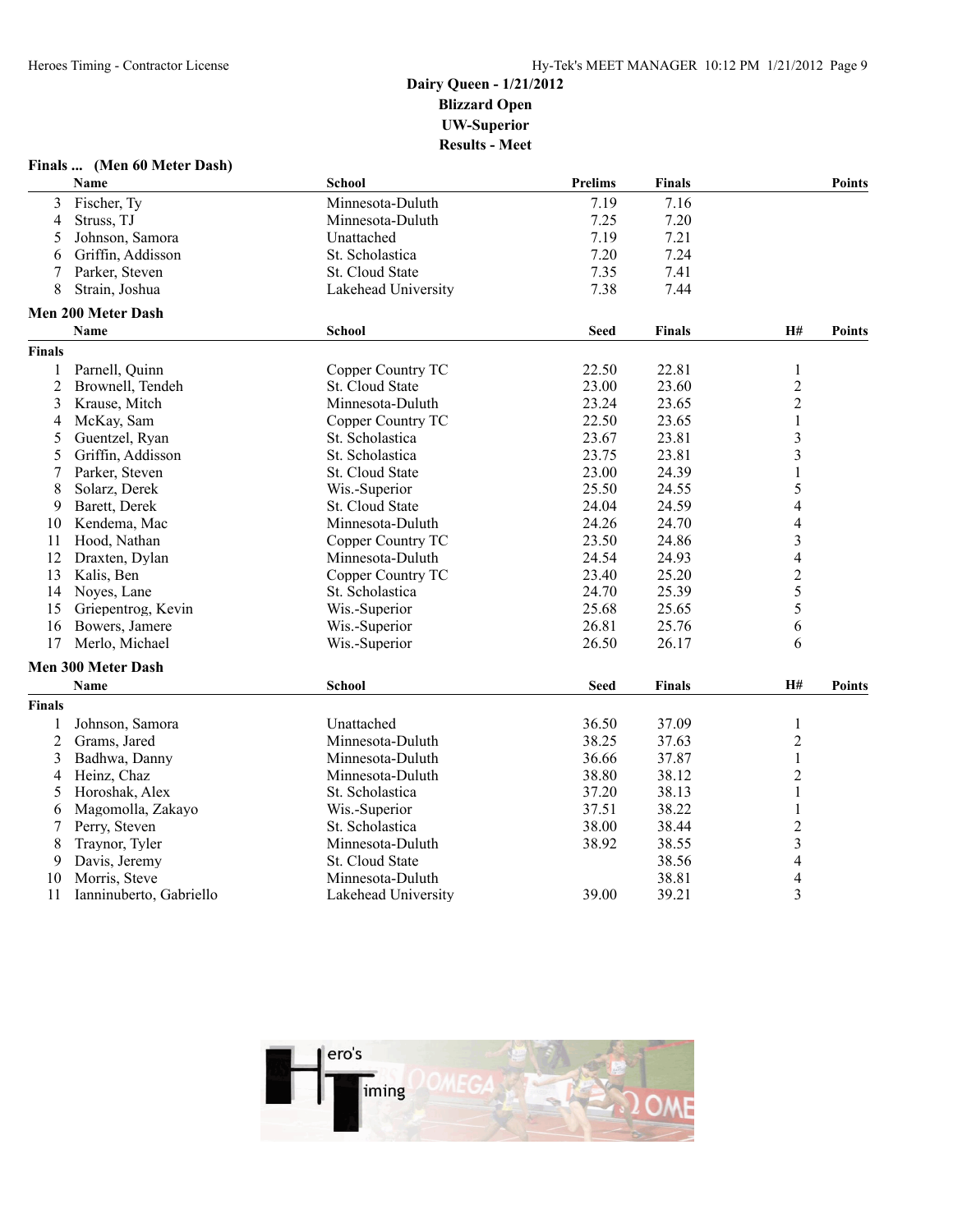# Dairy Queen - 1/21/2012
## Blizzard Open
## UW-Superior
## Results - Meet

### Finals ... (Men 60 Meter Dash)

| | Name | School | Prelims | Finals | Points |
|---|---|---|---|---|---|
| 3 | Fischer, Ty | Minnesota-Duluth | 7.19 | 7.16 | |
| 4 | Struss, TJ | Minnesota-Duluth | 7.25 | 7.20 | |
| 5 | Johnson, Samora | Unattached | 7.19 | 7.21 | |
| 6 | Griffin, Addisson | St. Scholastica | 7.20 | 7.24 | |
| 7 | Parker, Steven | St. Cloud State | 7.35 | 7.41 | |
| 8 | Strain, Joshua | Lakehead University | 7.38 | 7.44 | |

### Men 200 Meter Dash

**Finals**

| | Name | School | Seed | Finals | H# | Points |
|---|---|---|---|---|---|---|
| 1 | Parnell, Quinn | Copper Country TC | 22.50 | 22.81 | 1 | |
| 2 | Brownell, Tendeh | St. Cloud State | 23.00 | 23.60 | 2 | |
| 3 | Krause, Mitch | Minnesota-Duluth | 23.24 | 23.65 | 2 | |
| 4 | McKay, Sam | Copper Country TC | 22.50 | 23.65 | 1 | |
| 5 | Guentzel, Ryan | St. Scholastica | 23.67 | 23.81 | 3 | |
| 5 | Griffin, Addisson | St. Scholastica | 23.75 | 23.81 | 3 | |
| 7 | Parker, Steven | St. Cloud State | 23.00 | 24.39 | 1 | |
| 8 | Solarz, Derek | Wis.-Superior | 25.50 | 24.55 | 5 | |
| 9 | Barett, Derek | St. Cloud State | 24.04 | 24.59 | 4 | |
| 10 | Kendema, Mac | Minnesota-Duluth | 24.26 | 24.70 | 4 | |
| 11 | Hood, Nathan | Copper Country TC | 23.50 | 24.86 | 3 | |
| 12 | Draxten, Dylan | Minnesota-Duluth | 24.54 | 24.93 | 4 | |
| 13 | Kalis, Ben | Copper Country TC | 23.40 | 25.20 | 2 | |
| 14 | Noyes, Lane | St. Scholastica | 24.70 | 25.39 | 5 | |
| 15 | Griepentrog, Kevin | Wis.-Superior | 25.68 | 25.65 | 5 | |
| 16 | Bowers, Jamere | Wis.-Superior | 26.81 | 25.76 | 6 | |
| 17 | Merlo, Michael | Wis.-Superior | 26.50 | 26.17 | 6 | |

### Men 300 Meter Dash

**Finals**

| | Name | School | Seed | Finals | H# | Points |
|---|---|---|---|---|---|---|
| 1 | Johnson, Samora | Unattached | 36.50 | 37.09 | 1 | |
| 2 | Grams, Jared | Minnesota-Duluth | 38.25 | 37.63 | 2 | |
| 3 | Badhwa, Danny | Minnesota-Duluth | 36.66 | 37.87 | 1 | |
| 4 | Heinz, Chaz | Minnesota-Duluth | 38.80 | 38.12 | 2 | |
| 5 | Horoshak, Alex | St. Scholastica | 37.20 | 38.13 | 1 | |
| 6 | Magomolla, Zakayo | Wis.-Superior | 37.51 | 38.22 | 1 | |
| 7 | Perry, Steven | St. Scholastica | 38.00 | 38.44 | 2 | |
| 8 | Traynor, Tyler | Minnesota-Duluth | 38.92 | 38.55 | 3 | |
| 9 | Davis, Jeremy | St. Cloud State | | 38.56 | 4 | |
| 10 | Morris, Steve | Minnesota-Duluth | | 38.81 | 4 | |
| 11 | Ianninuberto, Gabriello | Lakehead University | 39.00 | 39.21 | 3 | |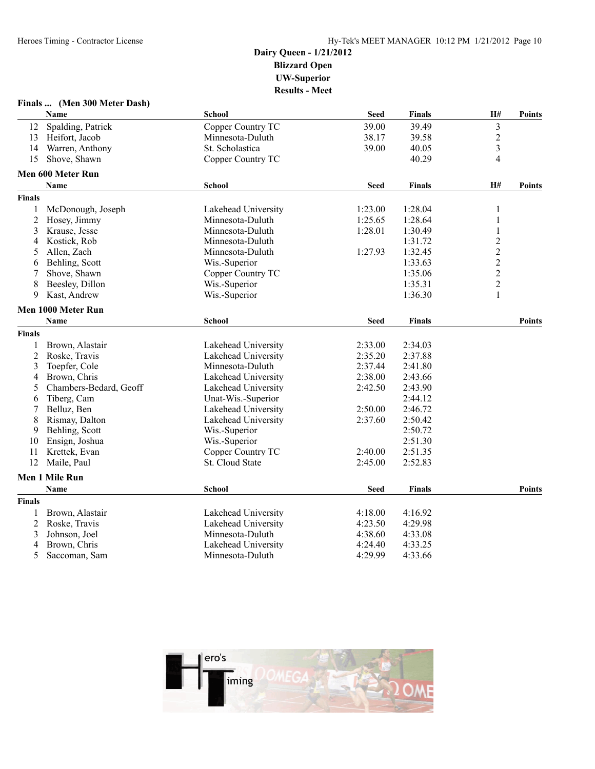**Dairy Queen - 1/21/2012**
**Blizzard Open**
**UW-Superior**
**Results - Meet**

### Finals ... (Men 300 Meter Dash)

| | Name | School | Seed | Finals | H# | Points |
|---|---|---|---|---|---|---|
| 12 | Spalding, Patrick | Copper Country TC | 39.00 | 39.49 | 3 | |
| 13 | Heifort, Jacob | Minnesota-Duluth | 38.17 | 39.58 | 2 | |
| 14 | Warren, Anthony | St. Scholastica | 39.00 | 40.05 | 3 | |
| 15 | Shove, Shawn | Copper Country TC | | 40.29 | 4 | |

### Men 600 Meter Run

**Finals**

| | Name | School | Seed | Finals | H# | Points |
|---|---|---|---|---|---|---|
| 1 | McDonough, Joseph | Lakehead University | 1:23.00 | 1:28.04 | 1 | |
| 2 | Hosey, Jimmy | Minnesota-Duluth | 1:25.65 | 1:28.64 | 1 | |
| 3 | Krause, Jesse | Minnesota-Duluth | 1:28.01 | 1:30.49 | 1 | |
| 4 | Kostick, Rob | Minnesota-Duluth | | 1:31.72 | 2 | |
| 5 | Allen, Zach | Minnesota-Duluth | 1:27.93 | 1:32.45 | 2 | |
| 6 | Behling, Scott | Wis.-Superior | | 1:33.63 | 2 | |
| 7 | Shove, Shawn | Copper Country TC | | 1:35.06 | 2 | |
| 8 | Beesley, Dillon | Wis.-Superior | | 1:35.31 | 2 | |
| 9 | Kast, Andrew | Wis.-Superior | | 1:36.30 | 1 | |

### Men 1000 Meter Run

**Finals**

| | Name | School | Seed | Finals | Points |
|---|---|---|---|---|---|
| 1 | Brown, Alastair | Lakehead University | 2:33.00 | 2:34.03 | |
| 2 | Roske, Travis | Lakehead University | 2:35.20 | 2:37.88 | |
| 3 | Toepfer, Cole | Minnesota-Duluth | 2:37.44 | 2:41.80 | |
| 4 | Brown, Chris | Lakehead University | 2:38.00 | 2:43.66 | |
| 5 | Chambers-Bedard, Geoff | Lakehead University | 2:42.50 | 2:43.90 | |
| 6 | Tiberg, Cam | Unat-Wis.-Superior | | 2:44.12 | |
| 7 | Belluz, Ben | Lakehead University | 2:50.00 | 2:46.72 | |
| 8 | Rismay, Dalton | Lakehead University | 2:37.60 | 2:50.42 | |
| 9 | Behling, Scott | Wis.-Superior | | 2:50.72 | |
| 10 | Ensign, Joshua | Wis.-Superior | | 2:51.30 | |
| 11 | Krettek, Evan | Copper Country TC | 2:40.00 | 2:51.35 | |
| 12 | Maile, Paul | St. Cloud State | 2:45.00 | 2:52.83 | |

### Men 1 Mile Run

**Finals**

| | Name | School | Seed | Finals | Points |
|---|---|---|---|---|---|
| 1 | Brown, Alastair | Lakehead University | 4:18.00 | 4:16.92 | |
| 2 | Roske, Travis | Lakehead University | 4:23.50 | 4:29.98 | |
| 3 | Johnson, Joel | Minnesota-Duluth | 4:38.60 | 4:33.08 | |
| 4 | Brown, Chris | Lakehead University | 4:24.40 | 4:33.25 | |
| 5 | Saccoman, Sam | Minnesota-Duluth | 4:29.99 | 4:33.66 | |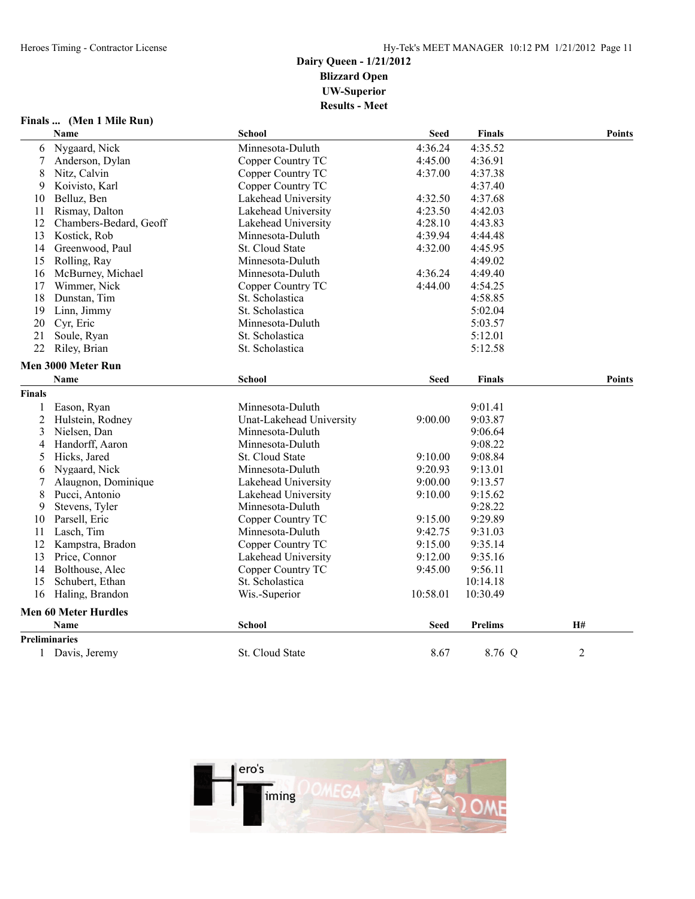# Dairy Queen - 1/21/2012
## Blizzard Open
## UW-Superior
## Results - Meet

### Finals ... (Men 1 Mile Run)

| | Name | School | Seed | Finals | Points |
|---|---|---|---|---|---|
| 6 | Nygaard, Nick | Minnesota-Duluth | 4:36.24 | 4:35.52 | |
| 7 | Anderson, Dylan | Copper Country TC | 4:45.00 | 4:36.91 | |
| 8 | Nitz, Calvin | Copper Country TC | 4:37.00 | 4:37.38 | |
| 9 | Koivisto, Karl | Copper Country TC | | 4:37.40 | |
| 10 | Belluz, Ben | Lakehead University | 4:32.50 | 4:37.68 | |
| 11 | Rismay, Dalton | Lakehead University | 4:23.50 | 4:42.03 | |
| 12 | Chambers-Bedard, Geoff | Lakehead University | 4:28.10 | 4:43.83 | |
| 13 | Kostick, Rob | Minnesota-Duluth | 4:39.94 | 4:44.48 | |
| 14 | Greenwood, Paul | St. Cloud State | 4:32.00 | 4:45.95 | |
| 15 | Rolling, Ray | Minnesota-Duluth | | 4:49.02 | |
| 16 | McBurney, Michael | Minnesota-Duluth | 4:36.24 | 4:49.40 | |
| 17 | Wimmer, Nick | Copper Country TC | 4:44.00 | 4:54.25 | |
| 18 | Dunstan, Tim | St. Scholastica | | 4:58.85 | |
| 19 | Linn, Jimmy | St. Scholastica | | 5:02.04 | |
| 20 | Cyr, Eric | Minnesota-Duluth | | 5:03.57 | |
| 21 | Soule, Ryan | St. Scholastica | | 5:12.01 | |
| 22 | Riley, Brian | St. Scholastica | | 5:12.58 | |

### Men 3000 Meter Run

| | Name | School | Seed | Finals | Points |
|---|---|---|---|---|---|
| **Finals** | | | | | |
| 1 | Eason, Ryan | Minnesota-Duluth | | 9:01.41 | |
| 2 | Hulstein, Rodney | Unat-Lakehead University | 9:00.00 | 9:03.87 | |
| 3 | Nielsen, Dan | Minnesota-Duluth | | 9:06.64 | |
| 4 | Handorff, Aaron | Minnesota-Duluth | | 9:08.22 | |
| 5 | Hicks, Jared | St. Cloud State | 9:10.00 | 9:08.84 | |
| 6 | Nygaard, Nick | Minnesota-Duluth | 9:20.93 | 9:13.01 | |
| 7 | Alaugnon, Dominique | Lakehead University | 9:00.00 | 9:13.57 | |
| 8 | Pucci, Antonio | Lakehead University | 9:10.00 | 9:15.62 | |
| 9 | Stevens, Tyler | Minnesota-Duluth | | 9:28.22 | |
| 10 | Parsell, Eric | Copper Country TC | 9:15.00 | 9:29.89 | |
| 11 | Lasch, Tim | Minnesota-Duluth | 9:42.75 | 9:31.03 | |
| 12 | Kampstra, Bradon | Copper Country TC | 9:15.00 | 9:35.14 | |
| 13 | Price, Connor | Lakehead University | 9:12.00 | 9:35.16 | |
| 14 | Bolthouse, Alec | Copper Country TC | 9:45.00 | 9:56.11 | |
| 15 | Schubert, Ethan | St. Scholastica | | 10:14.18 | |
| 16 | Haling, Brandon | Wis.-Superior | 10:58.01 | 10:30.49 | |

### Men 60 Meter Hurdles

| | Name | School | Seed | Prelims | H# |
|---|---|---|---|---|---|
| **Preliminaries** | | | | | |
| 1 | Davis, Jeremy | St. Cloud State | 8.67 | 8.76 Q | 2 |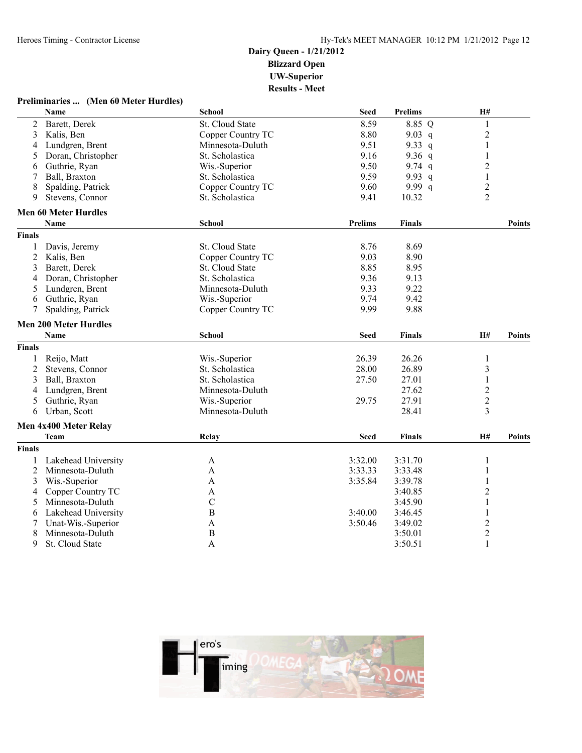**Dairy Queen - 1/21/2012**
**Blizzard Open**
**UW-Superior**
**Results - Meet**

### Preliminaries ... (Men 60 Meter Hurdles)

| | Name | School | Seed | Prelims | | H# |
|---|---|---|---|---|---|---|
| 2 | Barett, Derek | St. Cloud State | 8.59 | 8.85 | Q | 1 |
| 3 | Kalis, Ben | Copper Country TC | 8.80 | 9.03 | q | 2 |
| 4 | Lundgren, Brent | Minnesota-Duluth | 9.51 | 9.33 | q | 1 |
| 5 | Doran, Christopher | St. Scholastica | 9.16 | 9.36 | q | 1 |
| 6 | Guthrie, Ryan | Wis.-Superior | 9.50 | 9.74 | q | 2 |
| 7 | Ball, Braxton | St. Scholastica | 9.59 | 9.93 | q | 1 |
| 8 | Spalding, Patrick | Copper Country TC | 9.60 | 9.99 | q | 2 |
| 9 | Stevens, Connor | St. Scholastica | 9.41 | 10.32 | | 2 |

### Men 60 Meter Hurdles

**Finals**

| | Name | School | Prelims | Finals | Points |
|---|---|---|---|---|---|
| 1 | Davis, Jeremy | St. Cloud State | 8.76 | 8.69 | |
| 2 | Kalis, Ben | Copper Country TC | 9.03 | 8.90 | |
| 3 | Barett, Derek | St. Cloud State | 8.85 | 8.95 | |
| 4 | Doran, Christopher | St. Scholastica | 9.36 | 9.13 | |
| 5 | Lundgren, Brent | Minnesota-Duluth | 9.33 | 9.22 | |
| 6 | Guthrie, Ryan | Wis.-Superior | 9.74 | 9.42 | |
| 7 | Spalding, Patrick | Copper Country TC | 9.99 | 9.88 | |

### Men 200 Meter Hurdles

**Finals**

| | Name | School | Seed | Finals | H# | Points |
|---|---|---|---|---|---|---|
| 1 | Reijo, Matt | Wis.-Superior | 26.39 | 26.26 | 1 | |
| 2 | Stevens, Connor | St. Scholastica | 28.00 | 26.89 | 3 | |
| 3 | Ball, Braxton | St. Scholastica | 27.50 | 27.01 | 1 | |
| 4 | Lundgren, Brent | Minnesota-Duluth | | 27.62 | 2 | |
| 5 | Guthrie, Ryan | Wis.-Superior | 29.75 | 27.91 | 2 | |
| 6 | Urban, Scott | Minnesota-Duluth | | 28.41 | 3 | |

### Men 4x400 Meter Relay

**Finals**

| | Team | Relay | Seed | Finals | H# | Points |
|---|---|---|---|---|---|---|
| 1 | Lakehead University | A | 3:32.00 | 3:31.70 | 1 | |
| 2 | Minnesota-Duluth | A | 3:33.33 | 3:33.48 | 1 | |
| 3 | Wis.-Superior | A | 3:35.84 | 3:39.78 | 1 | |
| 4 | Copper Country TC | A | | 3:40.85 | 2 | |
| 5 | Minnesota-Duluth | C | | 3:45.90 | 1 | |
| 6 | Lakehead University | B | 3:40.00 | 3:46.45 | 1 | |
| 7 | Unat-Wis.-Superior | A | 3:50.46 | 3:49.02 | 2 | |
| 8 | Minnesota-Duluth | B | | 3:50.01 | 2 | |
| 9 | St. Cloud State | A | | 3:50.51 | 1 | |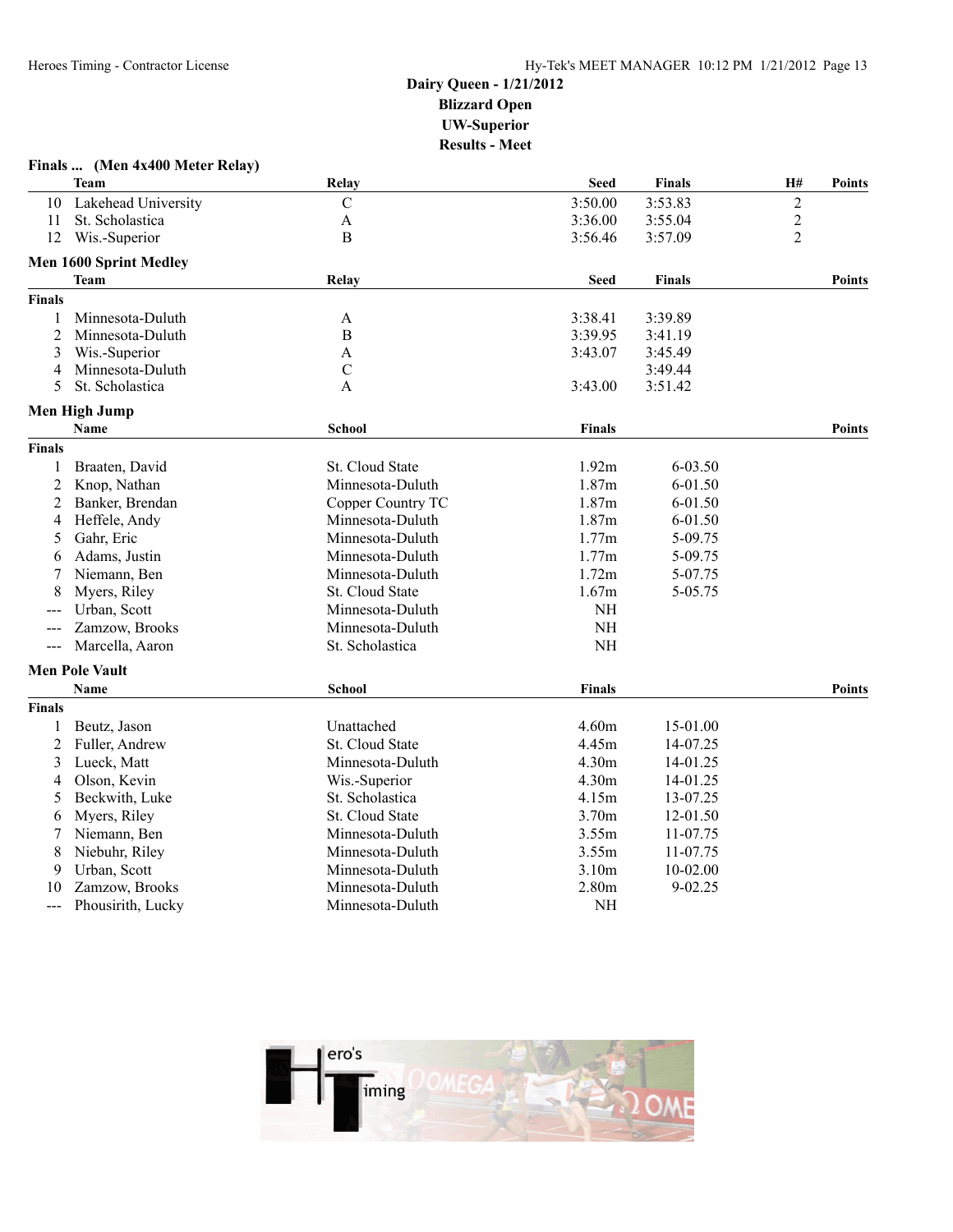# Dairy Queen - 1/21/2012

## Blizzard Open

## UW-Superior

## Results - Meet

### Finals ... (Men 4x400 Meter Relay)

| | Team | Relay | Seed | Finals | H# | Points |
|---|---|---|---|---|---|---|
| 10 | Lakehead University | C | 3:50.00 | 3:53.83 | 2 | |
| 11 | St. Scholastica | A | 3:36.00 | 3:55.04 | 2 | |
| 12 | Wis.-Superior | B | 3:56.46 | 3:57.09 | 2 | |

### Men 1600 Sprint Medley

| | Team | Relay | Seed | Finals | Points |
|---|---|---|---|---|---|
| **Finals** | | | | | |
| 1 | Minnesota-Duluth | A | 3:38.41 | 3:39.89 | |
| 2 | Minnesota-Duluth | B | 3:39.95 | 3:41.19 | |
| 3 | Wis.-Superior | A | 3:43.07 | 3:45.49 | |
| 4 | Minnesota-Duluth | C | | 3:49.44 | |
| 5 | St. Scholastica | A | 3:43.00 | 3:51.42 | |

### Men High Jump

| | Name | School | Finals | | Points |
|---|---|---|---|---|---|
| **Finals** | | | | | |
| 1 | Braaten, David | St. Cloud State | 1.92m | 6-03.50 | |
| 2 | Knop, Nathan | Minnesota-Duluth | 1.87m | 6-01.50 | |
| 2 | Banker, Brendan | Copper Country TC | 1.87m | 6-01.50 | |
| 4 | Heffele, Andy | Minnesota-Duluth | 1.87m | 6-01.50 | |
| 5 | Gahr, Eric | Minnesota-Duluth | 1.77m | 5-09.75 | |
| 6 | Adams, Justin | Minnesota-Duluth | 1.77m | 5-09.75 | |
| 7 | Niemann, Ben | Minnesota-Duluth | 1.72m | 5-07.75 | |
| 8 | Myers, Riley | St. Cloud State | 1.67m | 5-05.75 | |
| --- | Urban, Scott | Minnesota-Duluth | NH | | |
| --- | Zamzow, Brooks | Minnesota-Duluth | NH | | |
| --- | Marcella, Aaron | St. Scholastica | NH | | |

### Men Pole Vault

| | Name | School | Finals | | Points |
|---|---|---|---|---|---|
| **Finals** | | | | | |
| 1 | Beutz, Jason | Unattached | 4.60m | 15-01.00 | |
| 2 | Fuller, Andrew | St. Cloud State | 4.45m | 14-07.25 | |
| 3 | Lueck, Matt | Minnesota-Duluth | 4.30m | 14-01.25 | |
| 4 | Olson, Kevin | Wis.-Superior | 4.30m | 14-01.25 | |
| 5 | Beckwith, Luke | St. Scholastica | 4.15m | 13-07.25 | |
| 6 | Myers, Riley | St. Cloud State | 3.70m | 12-01.50 | |
| 7 | Niemann, Ben | Minnesota-Duluth | 3.55m | 11-07.75 | |
| 8 | Niebuhr, Riley | Minnesota-Duluth | 3.55m | 11-07.75 | |
| 9 | Urban, Scott | Minnesota-Duluth | 3.10m | 10-02.00 | |
| 10 | Zamzow, Brooks | Minnesota-Duluth | 2.80m | 9-02.25 | |
| --- | Phousirith, Lucky | Minnesota-Duluth | NH | | |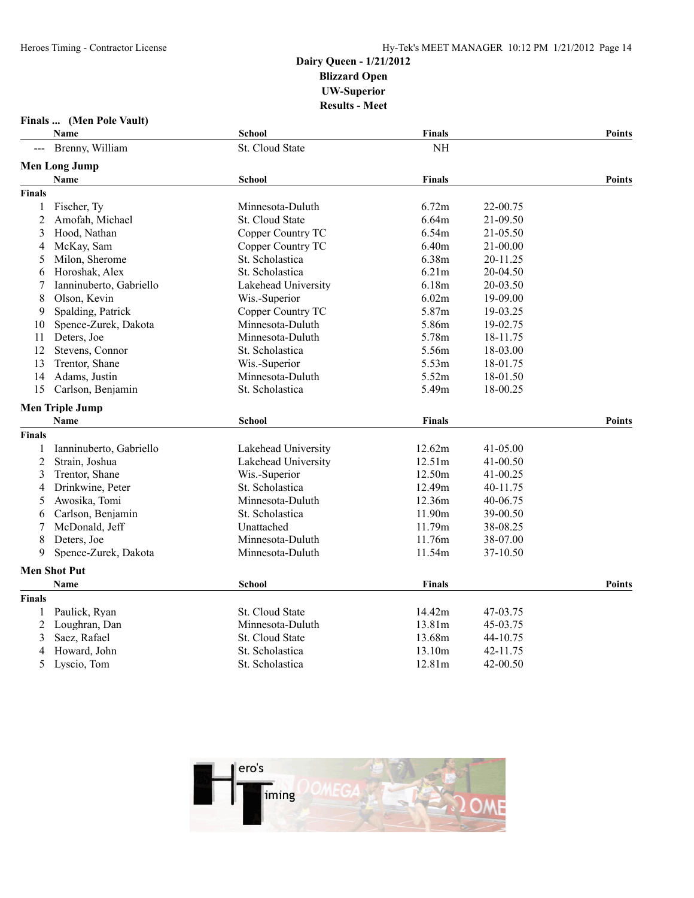# Dairy Queen - 1/21/2012

## Blizzard Open

## UW-Superior

## Results - Meet

### Finals ... (Men Pole Vault)

| | Name | School | Finals | | Points |
|---|---|---|---|---|---|
| --- | Brenny, William | St. Cloud State | NH | | |

### Men Long Jump

| | Name | School | Finals | | Points |
|---|---|---|---|---|---|
| **Finals** | | | | | |
| 1 | Fischer, Ty | Minnesota-Duluth | 6.72m | 22-00.75 | |
| 2 | Amofah, Michael | St. Cloud State | 6.64m | 21-09.50 | |
| 3 | Hood, Nathan | Copper Country TC | 6.54m | 21-05.50 | |
| 4 | McKay, Sam | Copper Country TC | 6.40m | 21-00.00 | |
| 5 | Milon, Sherome | St. Scholastica | 6.38m | 20-11.25 | |
| 6 | Horoshak, Alex | St. Scholastica | 6.21m | 20-04.50 | |
| 7 | Ianninuberto, Gabriello | Lakehead University | 6.18m | 20-03.50 | |
| 8 | Olson, Kevin | Wis.-Superior | 6.02m | 19-09.00 | |
| 9 | Spalding, Patrick | Copper Country TC | 5.87m | 19-03.25 | |
| 10 | Spence-Zurek, Dakota | Minnesota-Duluth | 5.86m | 19-02.75 | |
| 11 | Deters, Joe | Minnesota-Duluth | 5.78m | 18-11.75 | |
| 12 | Stevens, Connor | St. Scholastica | 5.56m | 18-03.00 | |
| 13 | Trentor, Shane | Wis.-Superior | 5.53m | 18-01.75 | |
| 14 | Adams, Justin | Minnesota-Duluth | 5.52m | 18-01.50 | |
| 15 | Carlson, Benjamin | St. Scholastica | 5.49m | 18-00.25 | |

### Men Triple Jump

| | Name | School | Finals | | Points |
|---|---|---|---|---|---|
| **Finals** | | | | | |
| 1 | Ianninuberto, Gabriello | Lakehead University | 12.62m | 41-05.00 | |
| 2 | Strain, Joshua | Lakehead University | 12.51m | 41-00.50 | |
| 3 | Trentor, Shane | Wis.-Superior | 12.50m | 41-00.25 | |
| 4 | Drinkwine, Peter | St. Scholastica | 12.49m | 40-11.75 | |
| 5 | Awosika, Tomi | Minnesota-Duluth | 12.36m | 40-06.75 | |
| 6 | Carlson, Benjamin | St. Scholastica | 11.90m | 39-00.50 | |
| 7 | McDonald, Jeff | Unattached | 11.79m | 38-08.25 | |
| 8 | Deters, Joe | Minnesota-Duluth | 11.76m | 38-07.00 | |
| 9 | Spence-Zurek, Dakota | Minnesota-Duluth | 11.54m | 37-10.50 | |

### Men Shot Put

| | Name | School | Finals | | Points |
|---|---|---|---|---|---|
| **Finals** | | | | | |
| 1 | Paulick, Ryan | St. Cloud State | 14.42m | 47-03.75 | |
| 2 | Loughran, Dan | Minnesota-Duluth | 13.81m | 45-03.75 | |
| 3 | Saez, Rafael | St. Cloud State | 13.68m | 44-10.75 | |
| 4 | Howard, John | St. Scholastica | 13.10m | 42-11.75 | |
| 5 | Lyscio, Tom | St. Scholastica | 12.81m | 42-00.50 | |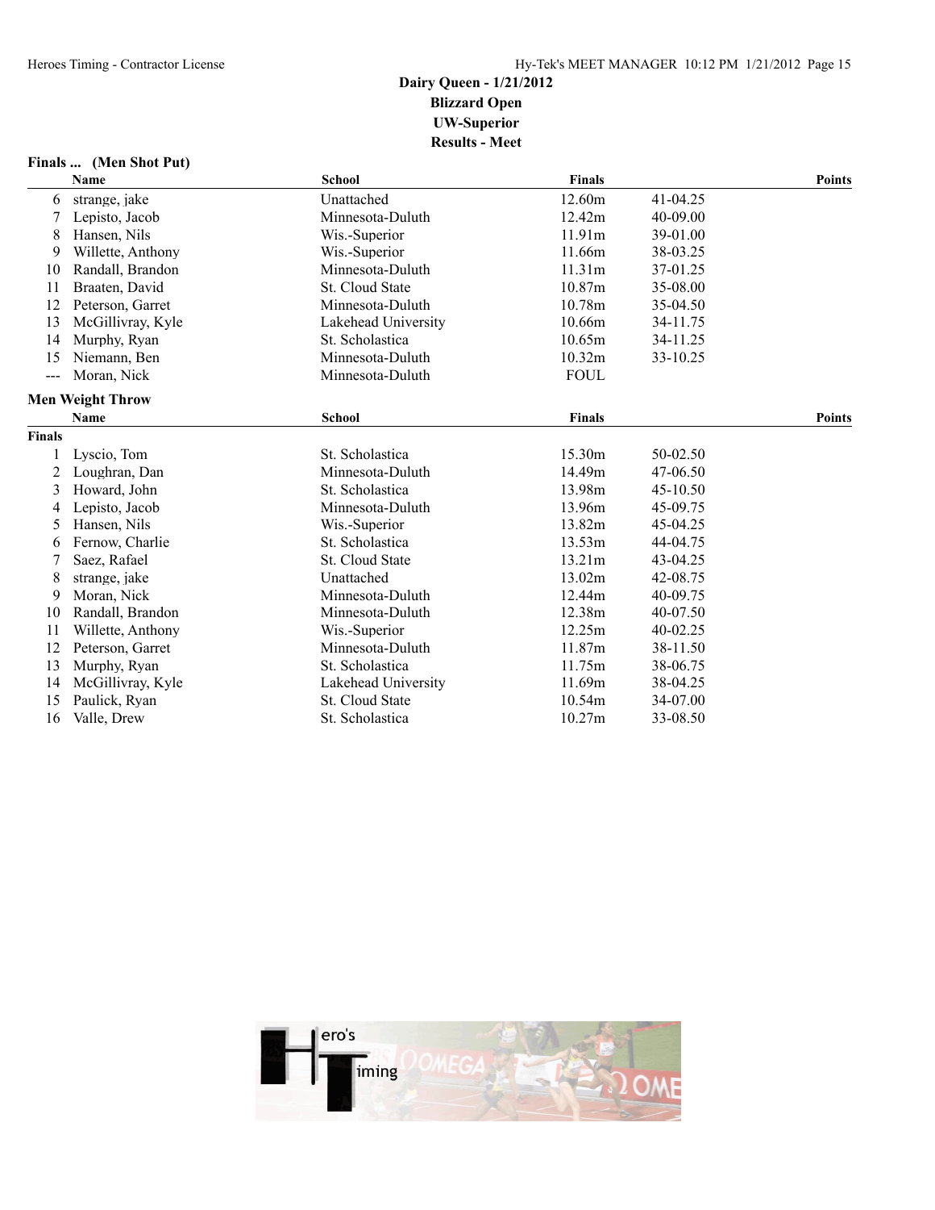# Dairy Queen - 1/21/2012

**Blizzard Open**

**UW-Superior**

**Results - Meet**

### Finals ... (Men Shot Put)

| | Name | School | Finals | | Points |
|---|---|---|---|---|---|
| 6 | strange, jake | Unattached | 12.60m | 41-04.25 | |
| 7 | Lepisto, Jacob | Minnesota-Duluth | 12.42m | 40-09.00 | |
| 8 | Hansen, Nils | Wis.-Superior | 11.91m | 39-01.00 | |
| 9 | Willette, Anthony | Wis.-Superior | 11.66m | 38-03.25 | |
| 10 | Randall, Brandon | Minnesota-Duluth | 11.31m | 37-01.25 | |
| 11 | Braaten, David | St. Cloud State | 10.87m | 35-08.00 | |
| 12 | Peterson, Garret | Minnesota-Duluth | 10.78m | 35-04.50 | |
| 13 | McGillivray, Kyle | Lakehead University | 10.66m | 34-11.75 | |
| 14 | Murphy, Ryan | St. Scholastica | 10.65m | 34-11.25 | |
| 15 | Niemann, Ben | Minnesota-Duluth | 10.32m | 33-10.25 | |
| --- | Moran, Nick | Minnesota-Duluth | FOUL | | |

### Men Weight Throw

**Finals**

| | Name | School | Finals | | Points |
|---|---|---|---|---|---|
| 1 | Lyscio, Tom | St. Scholastica | 15.30m | 50-02.50 | |
| 2 | Loughran, Dan | Minnesota-Duluth | 14.49m | 47-06.50 | |
| 3 | Howard, John | St. Scholastica | 13.98m | 45-10.50 | |
| 4 | Lepisto, Jacob | Minnesota-Duluth | 13.96m | 45-09.75 | |
| 5 | Hansen, Nils | Wis.-Superior | 13.82m | 45-04.25 | |
| 6 | Fernow, Charlie | St. Scholastica | 13.53m | 44-04.75 | |
| 7 | Saez, Rafael | St. Cloud State | 13.21m | 43-04.25 | |
| 8 | strange, jake | Unattached | 13.02m | 42-08.75 | |
| 9 | Moran, Nick | Minnesota-Duluth | 12.44m | 40-09.75 | |
| 10 | Randall, Brandon | Minnesota-Duluth | 12.38m | 40-07.50 | |
| 11 | Willette, Anthony | Wis.-Superior | 12.25m | 40-02.25 | |
| 12 | Peterson, Garret | Minnesota-Duluth | 11.87m | 38-11.50 | |
| 13 | Murphy, Ryan | St. Scholastica | 11.75m | 38-06.75 | |
| 14 | McGillivray, Kyle | Lakehead University | 11.69m | 38-04.25 | |
| 15 | Paulick, Ryan | St. Cloud State | 10.54m | 34-07.00 | |
| 16 | Valle, Drew | St. Scholastica | 10.27m | 33-08.50 | |